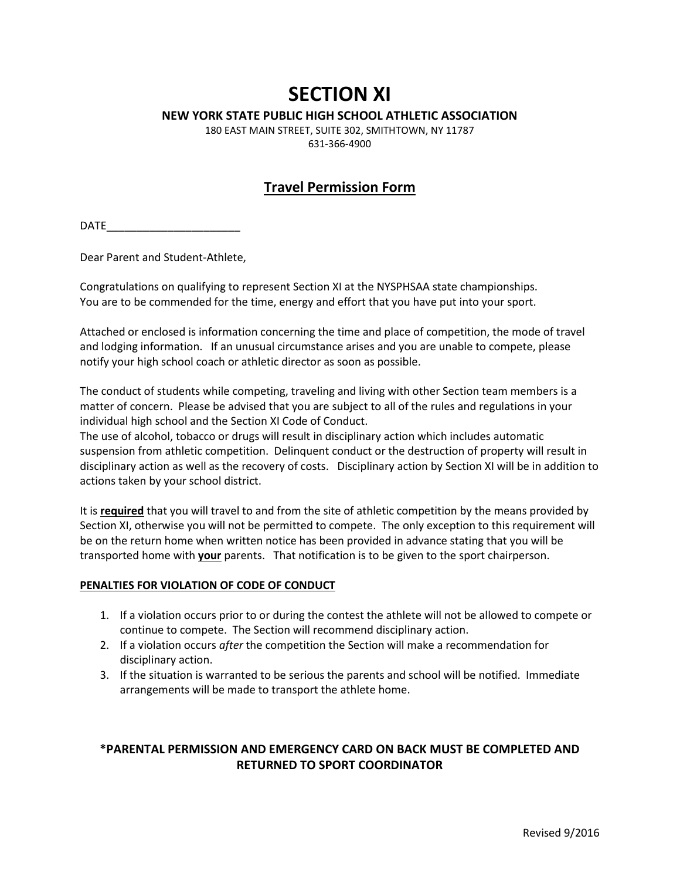# SECTION XI

**NEW YORK STATE PUBLIC HIGH SCHOOL ATHLETIC ASSOCIATION**

180 EAST MAIN STREET, SUITE 302, SMITHTOWN, NY 11787

631-366-4900

## Travel Permission Form

DATE______________________

Dear Parent and Student-Athlete,

Congratulations on qualifying to represent Section XI at the NYSPHSAA state championships. You are to be commended for the time, energy and effort that you have put into your sport.

Attached or enclosed is information concerning the time and place of competition, the mode of travel and lodging information. If an unusual circumstance arises and you are unable to compete, please notify your high school coach or athletic director as soon as possible.

The conduct of students while competing, traveling and living with other Section team members is a matter of concern. Please be advised that you are subject to all of the rules and regulations in your individual high school and the Section XI Code of Conduct.
The use of alcohol, tobacco or drugs will result in disciplinary action which includes automatic suspension from athletic competition. Delinquent conduct or the destruction of property will result in disciplinary action as well as the recovery of costs. Disciplinary action by Section XI will be in addition to actions taken by your school district.

It is **required** that you will travel to and from the site of athletic competition by the means provided by Section XI, otherwise you will not be permitted to compete. The only exception to this requirement will be on the return home when written notice has been provided in advance stating that you will be transported home with **your** parents. That notification is to be given to the sport chairperson.

**PENALTIES FOR VIOLATION OF CODE OF CONDUCT**

1. If a violation occurs prior to or during the contest the athlete will not be allowed to compete or continue to compete. The Section will recommend disciplinary action.
2. If a violation occurs *after* the competition the Section will make a recommendation for disciplinary action.
3. If the situation is warranted to be serious the parents and school will be notified. Immediate arrangements will be made to transport the athlete home.

**\*PARENTAL PERMISSION AND EMERGENCY CARD ON BACK MUST BE COMPLETED AND RETURNED TO SPORT COORDINATOR**

Revised 9/2016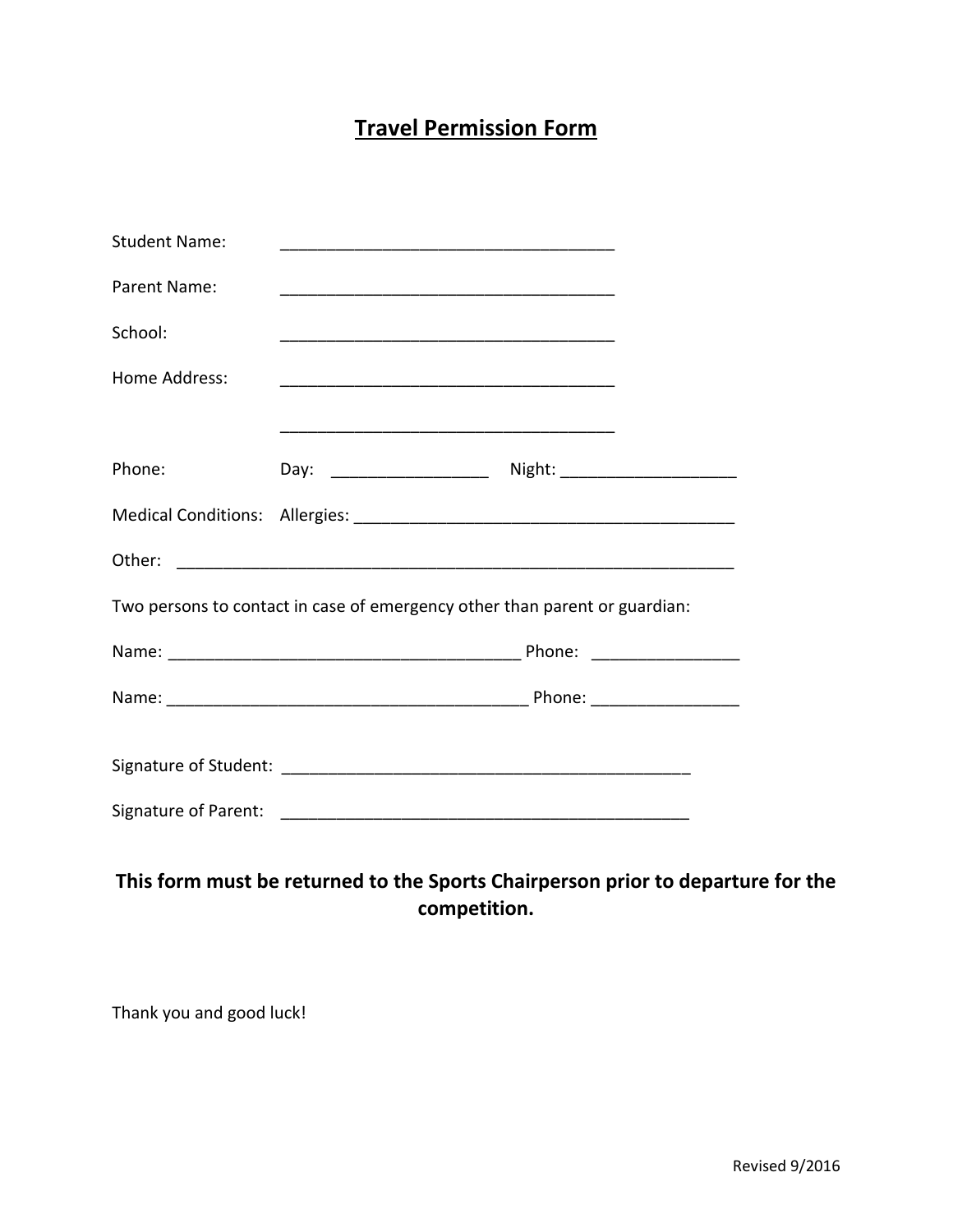# Travel Permission Form

Student Name: ____________________________________

Parent Name: ____________________________________

School: ____________________________________

Home Address: ____________________________________

____________________________________

Phone: Day: ________________ Night: ___________________

Medical Conditions: Allergies: ________________________________________

Other: ____________________________________________________________

Two persons to contact in case of emergency other than parent or guardian:

Name: _____________________________________ Phone: _______________

Name: ______________________________________ Phone: _______________

Signature of Student: ____________________________________________

Signature of Parent: ____________________________________________

**This form must be returned to the Sports Chairperson prior to departure for the competition.**

Thank you and good luck!

Revised 9/2016